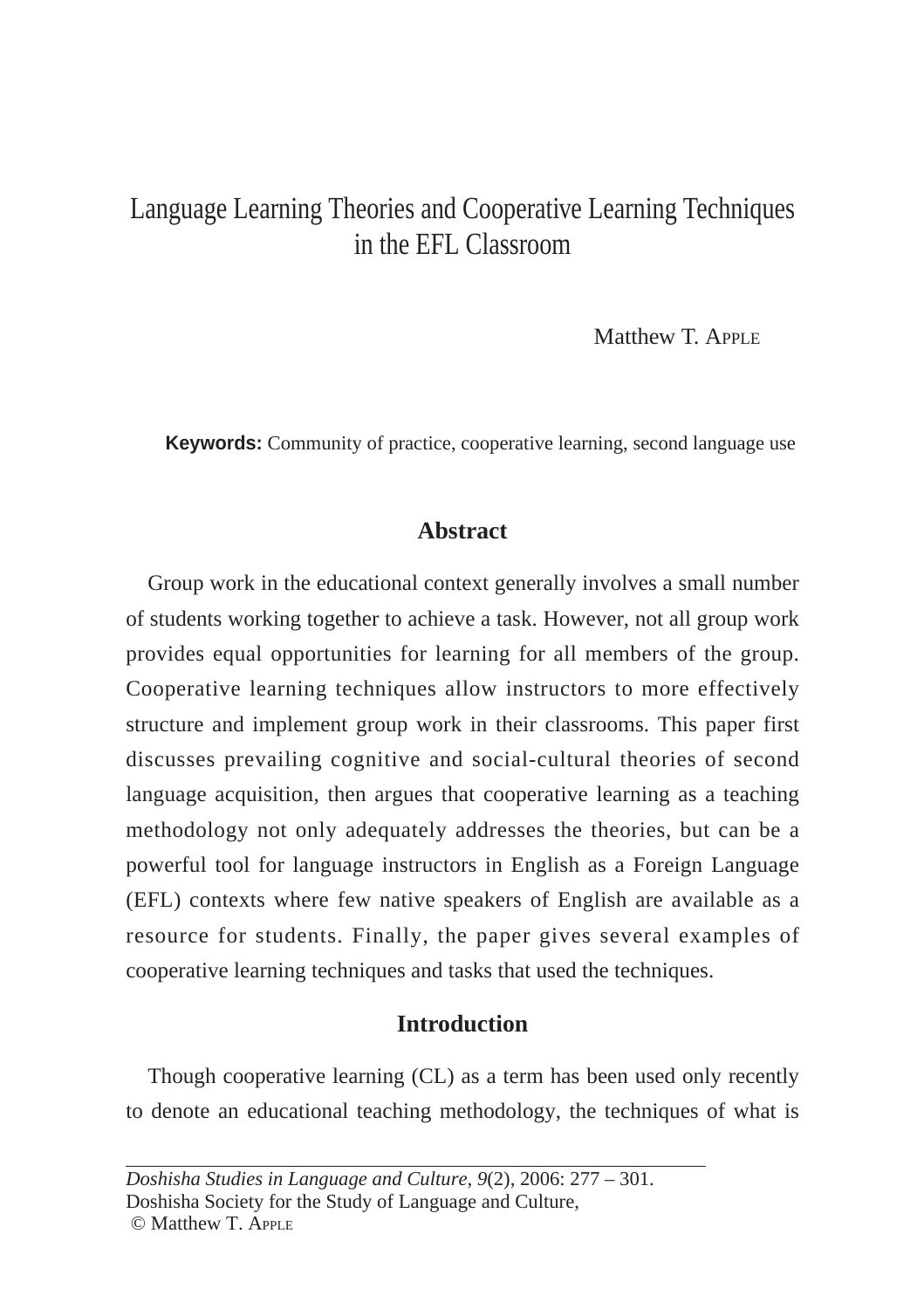# Language Learning Theories and Cooperative Learning Techniques in the EFL Classroom

Matthew T. Apple

**Keywords:** Community of practice, cooperative learning, second language use

## Abstract

Group work in the educational context generally involves a small number of students working together to achieve a task. However, not all group work provides equal opportunities for learning for all members of the group. Cooperative learning techniques allow instructors to more effectively structure and implement group work in their classrooms. This paper first discusses prevailing cognitive and social-cultural theories of second language acquisition, then argues that cooperative learning as a teaching methodology not only adequately addresses the theories, but can be a powerful tool for language instructors in English as a Foreign Language (EFL) contexts where few native speakers of English are available as a resource for students. Finally, the paper gives several examples of cooperative learning techniques and tasks that used the techniques.

## Introduction

Though cooperative learning (CL) as a term has been used only recently to denote an educational teaching methodology, the techniques of what is

---

*Doshisha Studies in Language and Culture, 9*(2), 2006: 277 – 301.
Doshisha Society for the Study of Language and Culture,
© Matthew T. Apple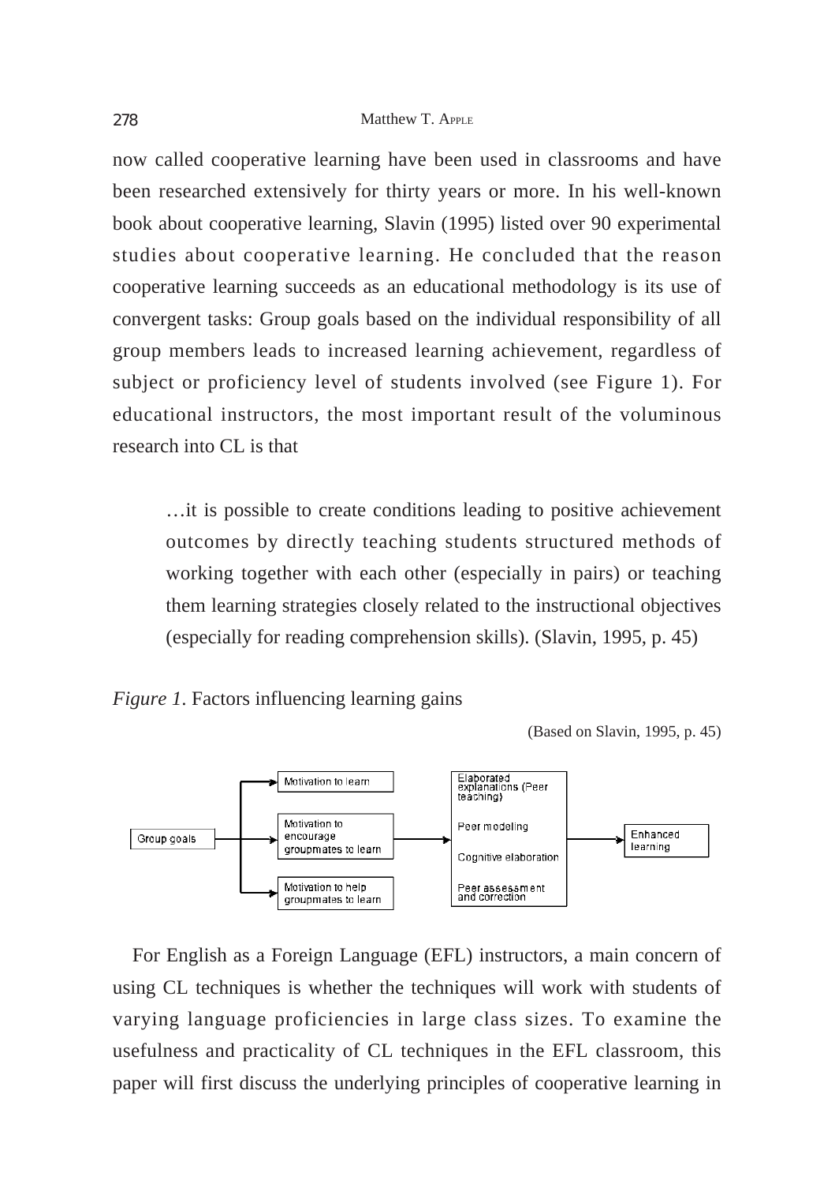now called cooperative learning have been used in classrooms and have been researched extensively for thirty years or more. In his well-known book about cooperative learning, Slavin (1995) listed over 90 experimental studies about cooperative learning. He concluded that the reason cooperative learning succeeds as an educational methodology is its use of convergent tasks: Group goals based on the individual responsibility of all group members leads to increased learning achievement, regardless of subject or proficiency level of students involved (see Figure 1). For educational instructors, the most important result of the voluminous research into CL is that

> …it is possible to create conditions leading to positive achievement outcomes by directly teaching students structured methods of working together with each other (especially in pairs) or teaching them learning strategies closely related to the instructional objectives (especially for reading comprehension skills). (Slavin, 1995, p. 45)

*Figure 1.* Factors influencing learning gains

(Based on Slavin, 1995, p. 45)

Group goals → Motivation to learn / Motivation to encourage groupmates to learn / Motivation to help groupmates to learn → Elaborated explanations (Peer teaching) / Peer modeling / Cognitive elaboration / Peer assessment and correction → Enhanced learning

For English as a Foreign Language (EFL) instructors, a main concern of using CL techniques is whether the techniques will work with students of varying language proficiencies in large class sizes. To examine the usefulness and practicality of CL techniques in the EFL classroom, this paper will first discuss the underlying principles of cooperative learning in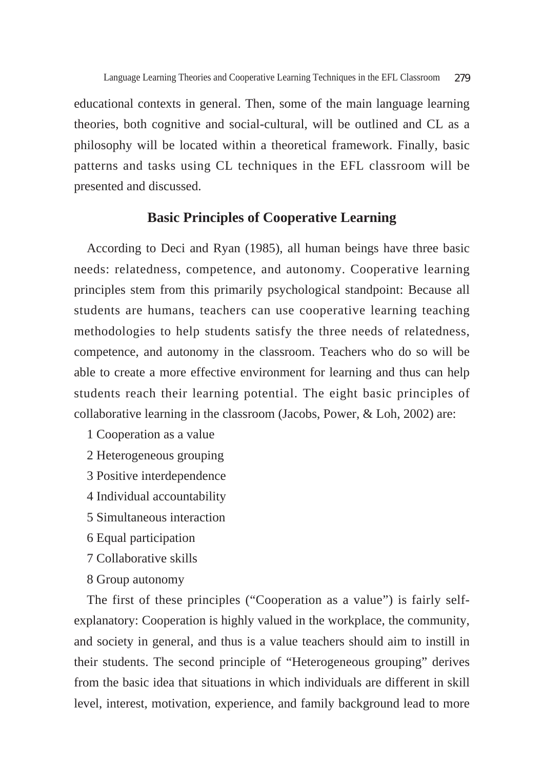educational contexts in general. Then, some of the main language learning theories, both cognitive and social-cultural, will be outlined and CL as a philosophy will be located within a theoretical framework. Finally, basic patterns and tasks using CL techniques in the EFL classroom will be presented and discussed.

## Basic Principles of Cooperative Learning

According to Deci and Ryan (1985), all human beings have three basic needs: relatedness, competence, and autonomy. Cooperative learning principles stem from this primarily psychological standpoint: Because all students are humans, teachers can use cooperative learning teaching methodologies to help students satisfy the three needs of relatedness, competence, and autonomy in the classroom. Teachers who do so will be able to create a more effective environment for learning and thus can help students reach their learning potential. The eight basic principles of collaborative learning in the classroom (Jacobs, Power, & Loh, 2002) are:

1 Cooperation as a value

2 Heterogeneous grouping

3 Positive interdependence

4 Individual accountability

5 Simultaneous interaction

6 Equal participation

7 Collaborative skills

8 Group autonomy

The first of these principles ("Cooperation as a value") is fairly self-explanatory: Cooperation is highly valued in the workplace, the community, and society in general, and thus is a value teachers should aim to instill in their students. The second principle of "Heterogeneous grouping" derives from the basic idea that situations in which individuals are different in skill level, interest, motivation, experience, and family background lead to more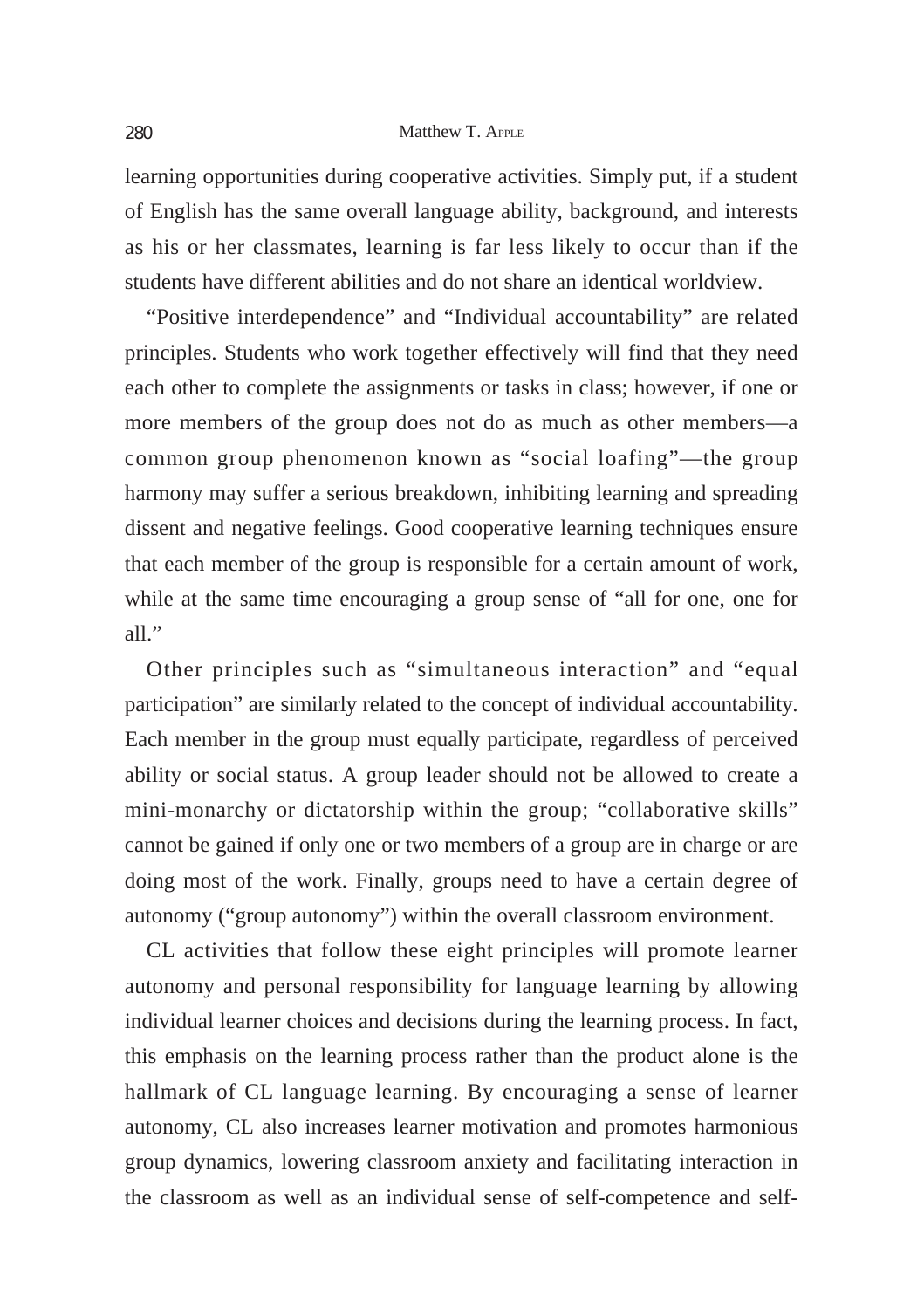learning opportunities during cooperative activities. Simply put, if a student of English has the same overall language ability, background, and interests as his or her classmates, learning is far less likely to occur than if the students have different abilities and do not share an identical worldview.

"Positive interdependence" and "Individual accountability" are related principles. Students who work together effectively will find that they need each other to complete the assignments or tasks in class; however, if one or more members of the group does not do as much as other members—a common group phenomenon known as "social loafing"—the group harmony may suffer a serious breakdown, inhibiting learning and spreading dissent and negative feelings. Good cooperative learning techniques ensure that each member of the group is responsible for a certain amount of work, while at the same time encouraging a group sense of "all for one, one for all."

Other principles such as "simultaneous interaction" and "equal participation" are similarly related to the concept of individual accountability. Each member in the group must equally participate, regardless of perceived ability or social status. A group leader should not be allowed to create a mini-monarchy or dictatorship within the group; "collaborative skills" cannot be gained if only one or two members of a group are in charge or are doing most of the work. Finally, groups need to have a certain degree of autonomy ("group autonomy") within the overall classroom environment.

CL activities that follow these eight principles will promote learner autonomy and personal responsibility for language learning by allowing individual learner choices and decisions during the learning process. In fact, this emphasis on the learning process rather than the product alone is the hallmark of CL language learning. By encouraging a sense of learner autonomy, CL also increases learner motivation and promotes harmonious group dynamics, lowering classroom anxiety and facilitating interaction in the classroom as well as an individual sense of self-competence and self-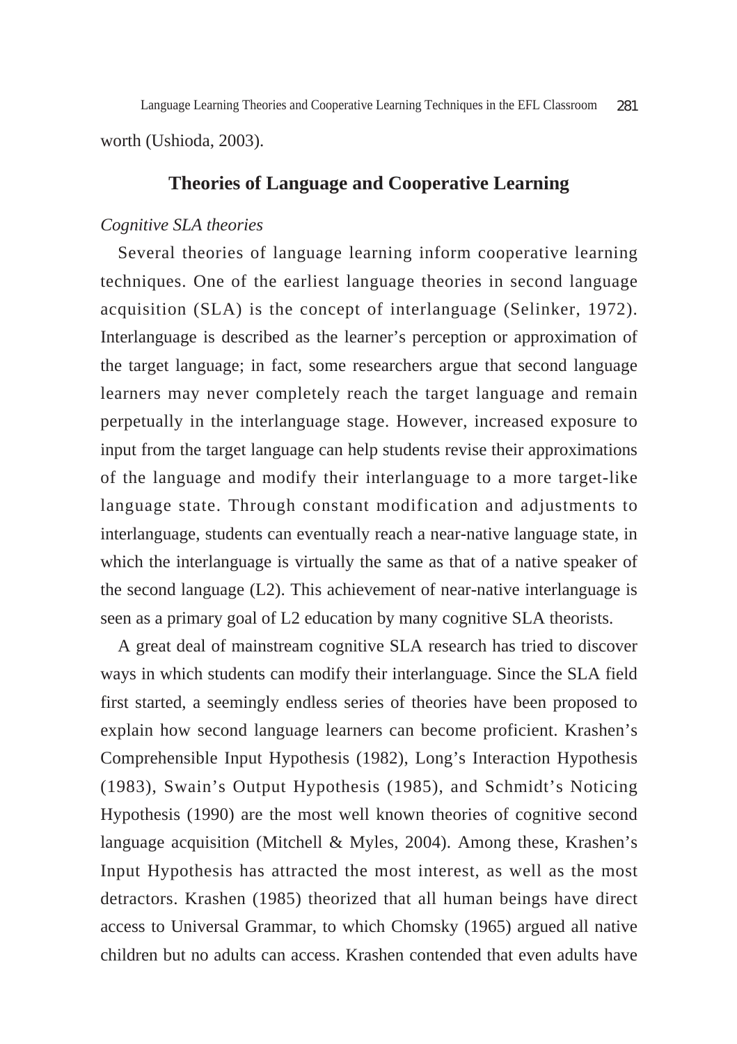worth (Ushioda, 2003).

## Theories of Language and Cooperative Learning

*Cognitive SLA theories*

Several theories of language learning inform cooperative learning techniques. One of the earliest language theories in second language acquisition (SLA) is the concept of interlanguage (Selinker, 1972). Interlanguage is described as the learner's perception or approximation of the target language; in fact, some researchers argue that second language learners may never completely reach the target language and remain perpetually in the interlanguage stage. However, increased exposure to input from the target language can help students revise their approximations of the language and modify their interlanguage to a more target-like language state. Through constant modification and adjustments to interlanguage, students can eventually reach a near-native language state, in which the interlanguage is virtually the same as that of a native speaker of the second language (L2). This achievement of near-native interlanguage is seen as a primary goal of L2 education by many cognitive SLA theorists.

A great deal of mainstream cognitive SLA research has tried to discover ways in which students can modify their interlanguage. Since the SLA field first started, a seemingly endless series of theories have been proposed to explain how second language learners can become proficient. Krashen's Comprehensible Input Hypothesis (1982), Long's Interaction Hypothesis (1983), Swain's Output Hypothesis (1985), and Schmidt's Noticing Hypothesis (1990) are the most well known theories of cognitive second language acquisition (Mitchell & Myles, 2004). Among these, Krashen's Input Hypothesis has attracted the most interest, as well as the most detractors. Krashen (1985) theorized that all human beings have direct access to Universal Grammar, to which Chomsky (1965) argued all native children but no adults can access. Krashen contended that even adults have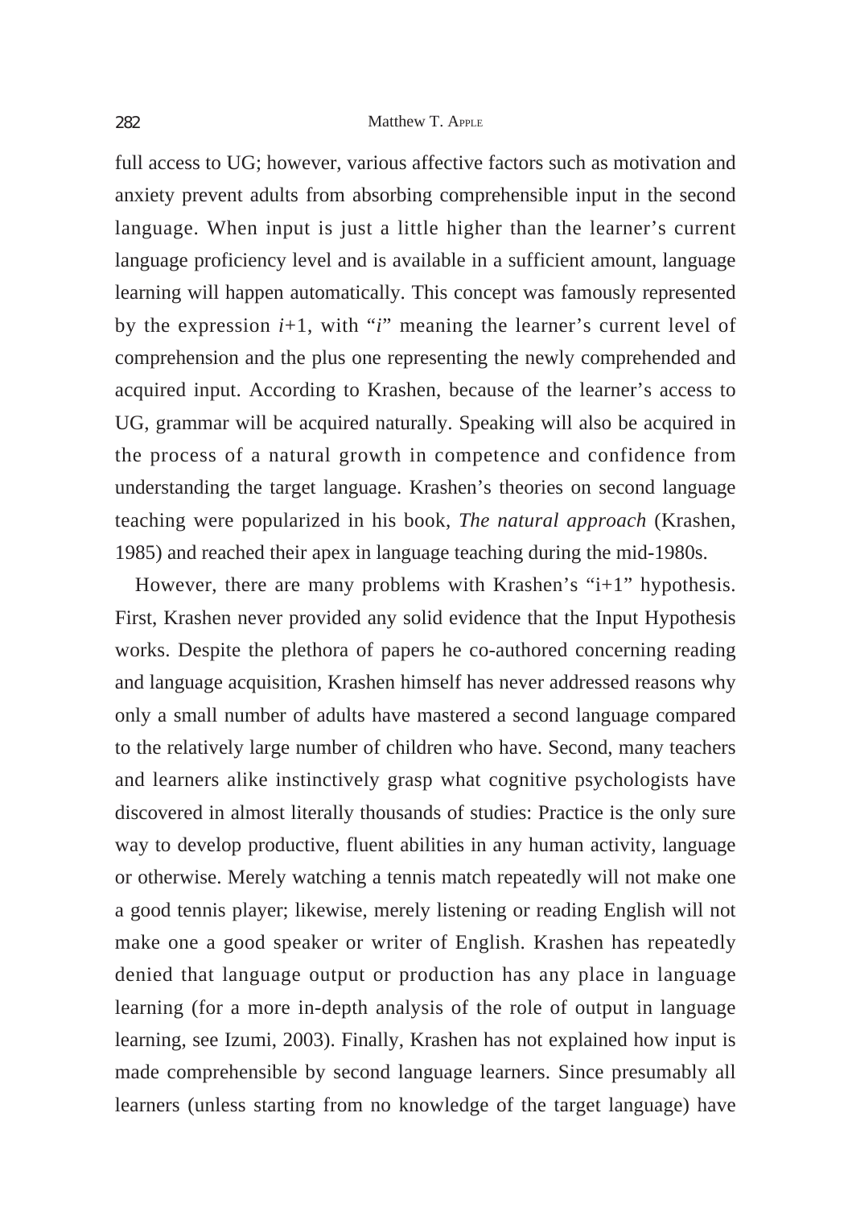full access to UG; however, various affective factors such as motivation and anxiety prevent adults from absorbing comprehensible input in the second language. When input is just a little higher than the learner's current language proficiency level and is available in a sufficient amount, language learning will happen automatically. This concept was famously represented by the expression *i*+1, with "*i*" meaning the learner's current level of comprehension and the plus one representing the newly comprehended and acquired input. According to Krashen, because of the learner's access to UG, grammar will be acquired naturally. Speaking will also be acquired in the process of a natural growth in competence and confidence from understanding the target language. Krashen's theories on second language teaching were popularized in his book, *The natural approach* (Krashen, 1985) and reached their apex in language teaching during the mid-1980s.

However, there are many problems with Krashen's "i+1" hypothesis. First, Krashen never provided any solid evidence that the Input Hypothesis works. Despite the plethora of papers he co-authored concerning reading and language acquisition, Krashen himself has never addressed reasons why only a small number of adults have mastered a second language compared to the relatively large number of children who have. Second, many teachers and learners alike instinctively grasp what cognitive psychologists have discovered in almost literally thousands of studies: Practice is the only sure way to develop productive, fluent abilities in any human activity, language or otherwise. Merely watching a tennis match repeatedly will not make one a good tennis player; likewise, merely listening or reading English will not make one a good speaker or writer of English. Krashen has repeatedly denied that language output or production has any place in language learning (for a more in-depth analysis of the role of output in language learning, see Izumi, 2003). Finally, Krashen has not explained how input is made comprehensible by second language learners. Since presumably all learners (unless starting from no knowledge of the target language) have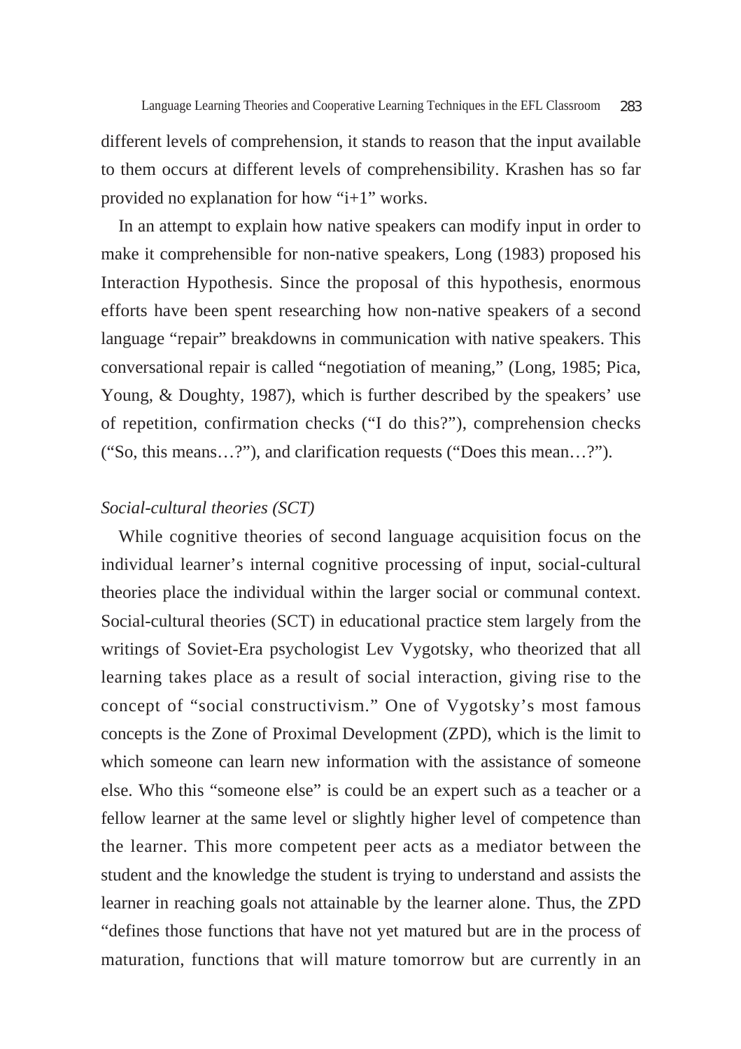different levels of comprehension, it stands to reason that the input available to them occurs at different levels of comprehensibility. Krashen has so far provided no explanation for how "i+1" works.

In an attempt to explain how native speakers can modify input in order to make it comprehensible for non-native speakers, Long (1983) proposed his Interaction Hypothesis. Since the proposal of this hypothesis, enormous efforts have been spent researching how non-native speakers of a second language "repair" breakdowns in communication with native speakers. This conversational repair is called "negotiation of meaning," (Long, 1985; Pica, Young, & Doughty, 1987), which is further described by the speakers' use of repetition, confirmation checks ("I do this?"), comprehension checks ("So, this means…?"), and clarification requests ("Does this mean…?").

*Social-cultural theories (SCT)*

While cognitive theories of second language acquisition focus on the individual learner's internal cognitive processing of input, social-cultural theories place the individual within the larger social or communal context. Social-cultural theories (SCT) in educational practice stem largely from the writings of Soviet-Era psychologist Lev Vygotsky, who theorized that all learning takes place as a result of social interaction, giving rise to the concept of "social constructivism." One of Vygotsky's most famous concepts is the Zone of Proximal Development (ZPD), which is the limit to which someone can learn new information with the assistance of someone else. Who this "someone else" is could be an expert such as a teacher or a fellow learner at the same level or slightly higher level of competence than the learner. This more competent peer acts as a mediator between the student and the knowledge the student is trying to understand and assists the learner in reaching goals not attainable by the learner alone. Thus, the ZPD "defines those functions that have not yet matured but are in the process of maturation, functions that will mature tomorrow but are currently in an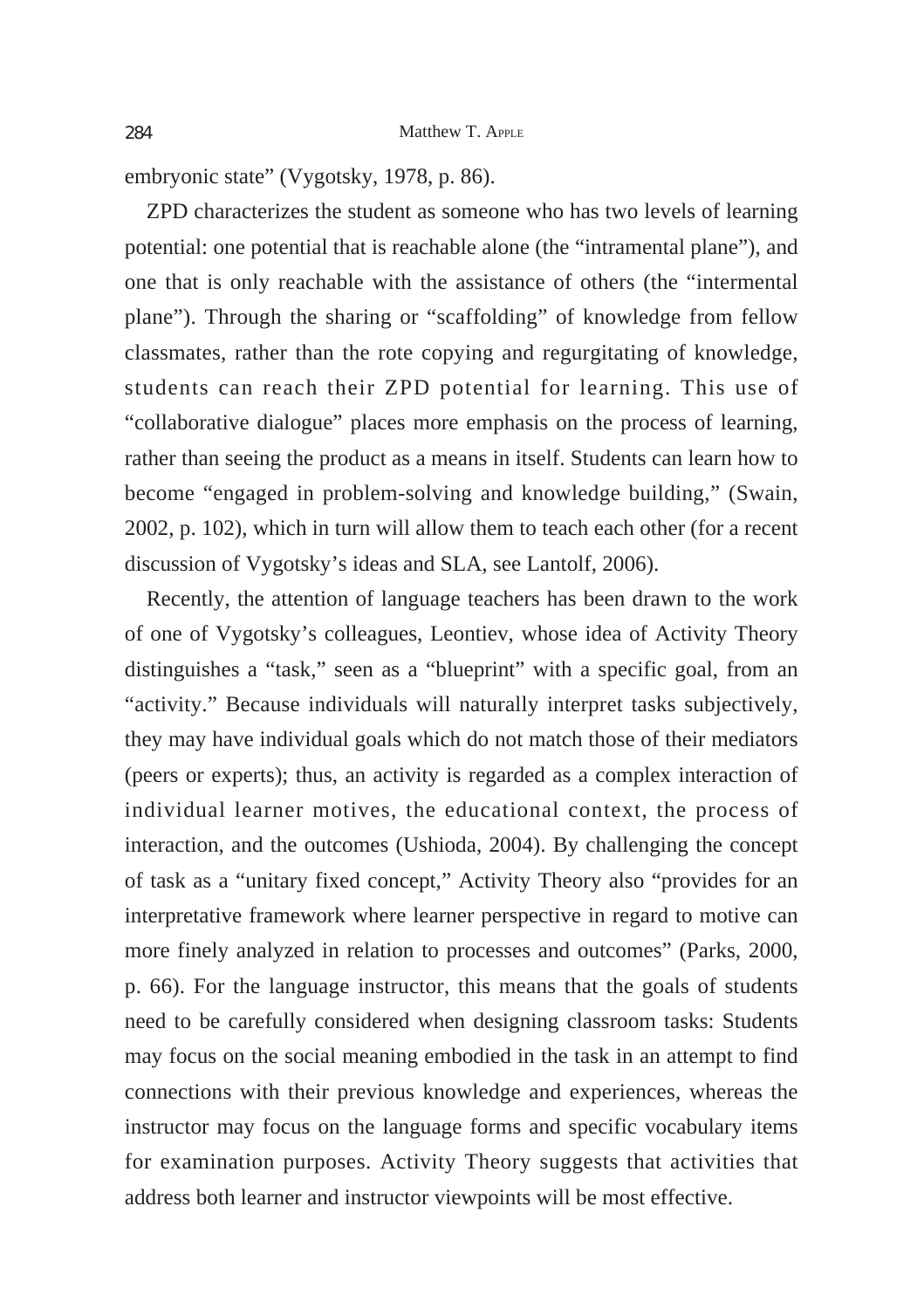embryonic state" (Vygotsky, 1978, p. 86).

ZPD characterizes the student as someone who has two levels of learning potential: one potential that is reachable alone (the "intramental plane"), and one that is only reachable with the assistance of others (the "intermental plane"). Through the sharing or "scaffolding" of knowledge from fellow classmates, rather than the rote copying and regurgitating of knowledge, students can reach their ZPD potential for learning. This use of "collaborative dialogue" places more emphasis on the process of learning, rather than seeing the product as a means in itself. Students can learn how to become "engaged in problem-solving and knowledge building," (Swain, 2002, p. 102), which in turn will allow them to teach each other (for a recent discussion of Vygotsky's ideas and SLA, see Lantolf, 2006).

Recently, the attention of language teachers has been drawn to the work of one of Vygotsky's colleagues, Leontiev, whose idea of Activity Theory distinguishes a "task," seen as a "blueprint" with a specific goal, from an "activity." Because individuals will naturally interpret tasks subjectively, they may have individual goals which do not match those of their mediators (peers or experts); thus, an activity is regarded as a complex interaction of individual learner motives, the educational context, the process of interaction, and the outcomes (Ushioda, 2004). By challenging the concept of task as a "unitary fixed concept," Activity Theory also "provides for an interpretative framework where learner perspective in regard to motive can more finely analyzed in relation to processes and outcomes" (Parks, 2000, p. 66). For the language instructor, this means that the goals of students need to be carefully considered when designing classroom tasks: Students may focus on the social meaning embodied in the task in an attempt to find connections with their previous knowledge and experiences, whereas the instructor may focus on the language forms and specific vocabulary items for examination purposes. Activity Theory suggests that activities that address both learner and instructor viewpoints will be most effective.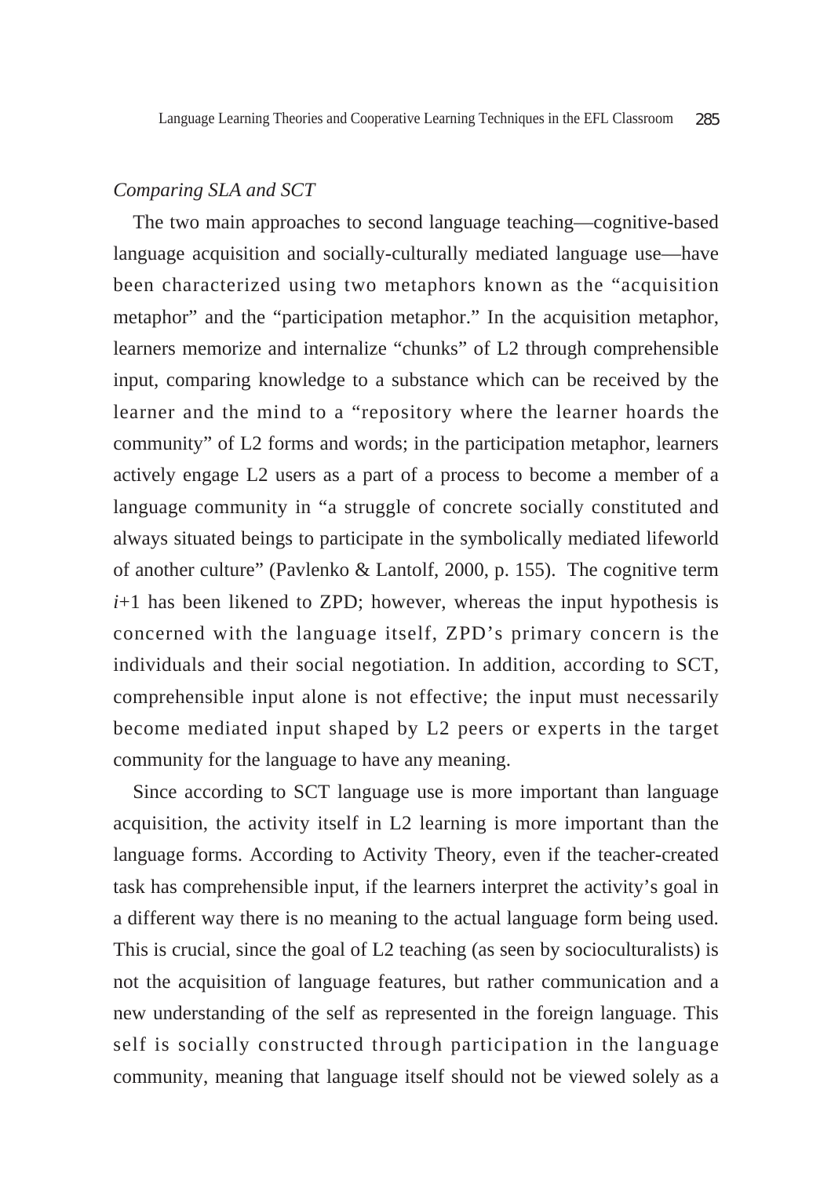*Comparing SLA and SCT*

The two main approaches to second language teaching—cognitive-based language acquisition and socially-culturally mediated language use—have been characterized using two metaphors known as the "acquisition metaphor" and the "participation metaphor." In the acquisition metaphor, learners memorize and internalize "chunks" of L2 through comprehensible input, comparing knowledge to a substance which can be received by the learner and the mind to a "repository where the learner hoards the community" of L2 forms and words; in the participation metaphor, learners actively engage L2 users as a part of a process to become a member of a language community in "a struggle of concrete socially constituted and always situated beings to participate in the symbolically mediated lifeworld of another culture" (Pavlenko & Lantolf, 2000, p. 155). The cognitive term *i*+1 has been likened to ZPD; however, whereas the input hypothesis is concerned with the language itself, ZPD's primary concern is the individuals and their social negotiation. In addition, according to SCT, comprehensible input alone is not effective; the input must necessarily become mediated input shaped by L2 peers or experts in the target community for the language to have any meaning.

Since according to SCT language use is more important than language acquisition, the activity itself in L2 learning is more important than the language forms. According to Activity Theory, even if the teacher-created task has comprehensible input, if the learners interpret the activity's goal in a different way there is no meaning to the actual language form being used. This is crucial, since the goal of L2 teaching (as seen by socioculturalists) is not the acquisition of language features, but rather communication and a new understanding of the self as represented in the foreign language. This self is socially constructed through participation in the language community, meaning that language itself should not be viewed solely as a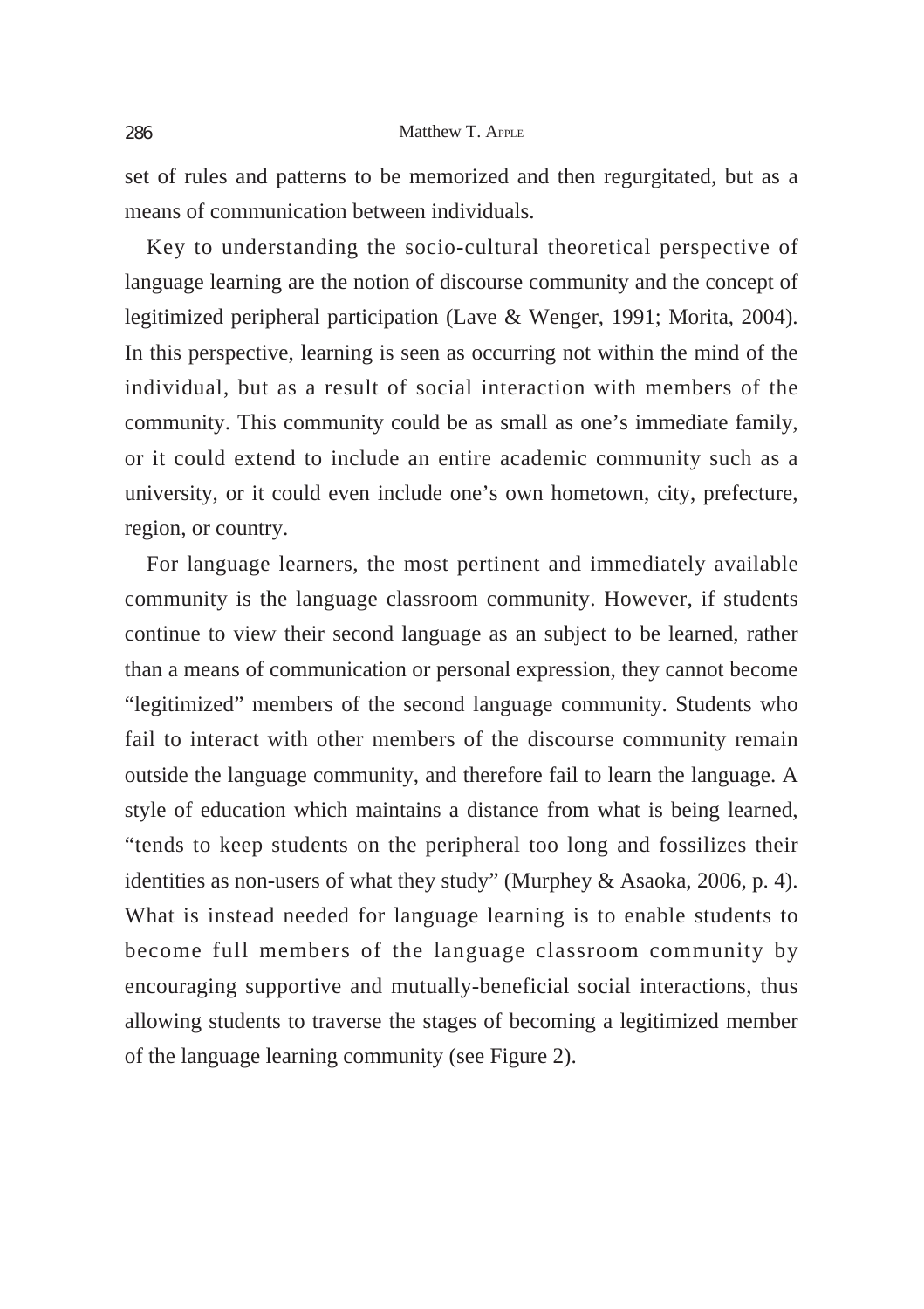set of rules and patterns to be memorized and then regurgitated, but as a means of communication between individuals.

Key to understanding the socio-cultural theoretical perspective of language learning are the notion of discourse community and the concept of legitimized peripheral participation (Lave & Wenger, 1991; Morita, 2004). In this perspective, learning is seen as occurring not within the mind of the individual, but as a result of social interaction with members of the community. This community could be as small as one's immediate family, or it could extend to include an entire academic community such as a university, or it could even include one's own hometown, city, prefecture, region, or country.

For language learners, the most pertinent and immediately available community is the language classroom community. However, if students continue to view their second language as an subject to be learned, rather than a means of communication or personal expression, they cannot become "legitimized" members of the second language community. Students who fail to interact with other members of the discourse community remain outside the language community, and therefore fail to learn the language. A style of education which maintains a distance from what is being learned, "tends to keep students on the peripheral too long and fossilizes their identities as non-users of what they study" (Murphey & Asaoka, 2006, p. 4). What is instead needed for language learning is to enable students to become full members of the language classroom community by encouraging supportive and mutually-beneficial social interactions, thus allowing students to traverse the stages of becoming a legitimized member of the language learning community (see Figure 2).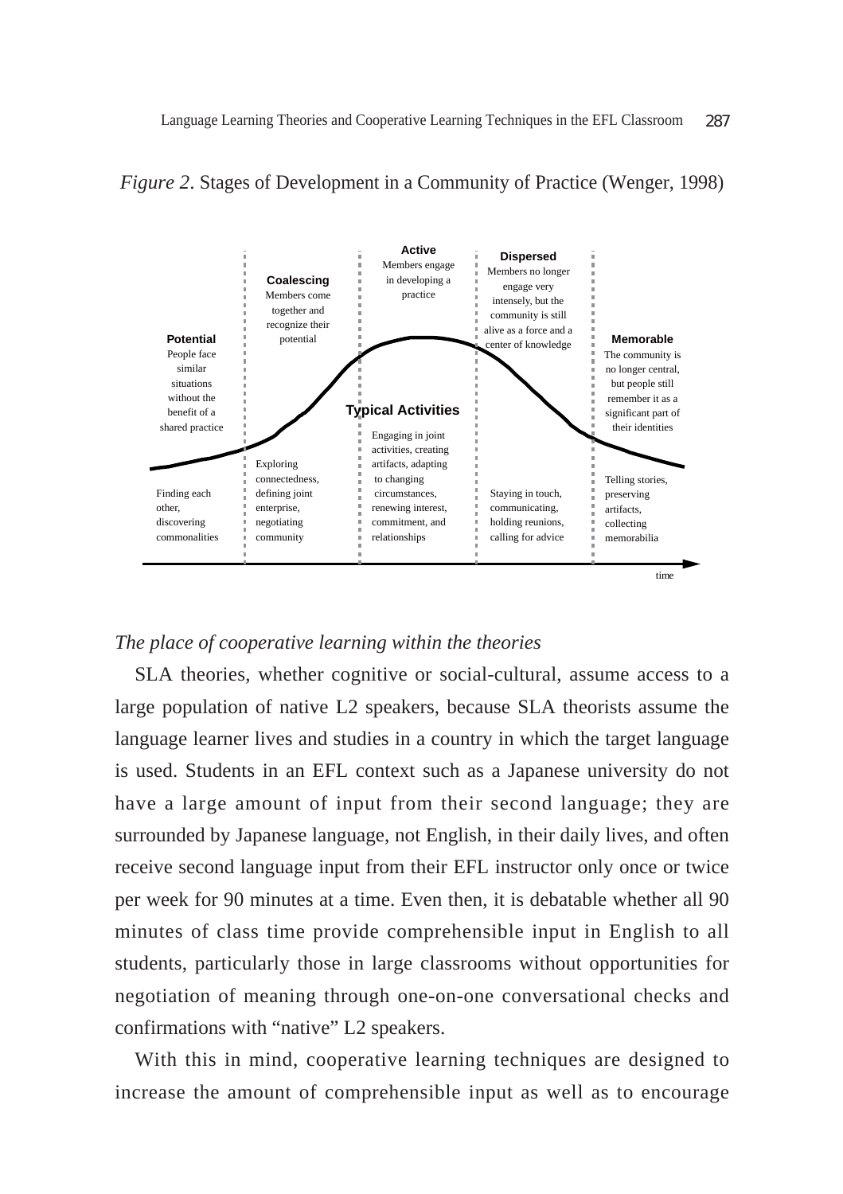*Figure 2*. Stages of Development in a Community of Practice (Wenger, 1998)

| Stage | Description | Typical Activities |
|---|---|---|
| **Potential** | People face similar situations without the benefit of a shared practice | Finding each other, discovering commonalities |
| **Coalescing** | Members come together and recognize their potential | Exploring connectedness, defining joint enterprise, negotiating community |
| **Active** | Members engage in developing a practice | Engaging in joint activities, creating artifacts, adapting to changing circumstances, renewing interest, commitment, and relationships |
| **Dispersed** | Members no longer engage very intensely, but the community is still alive as a force and a center of knowledge | Staying in touch, communicating, holding reunions, calling for advice |
| **Memorable** | The community is no longer central, but people still remember it as a significant part of their identities | Telling stories, preserving artifacts, collecting memorabilia |

time →

*The place of cooperative learning within the theories*

SLA theories, whether cognitive or social-cultural, assume access to a large population of native L2 speakers, because SLA theorists assume the language learner lives and studies in a country in which the target language is used. Students in an EFL context such as a Japanese university do not have a large amount of input from their second language; they are surrounded by Japanese language, not English, in their daily lives, and often receive second language input from their EFL instructor only once or twice per week for 90 minutes at a time. Even then, it is debatable whether all 90 minutes of class time provide comprehensible input in English to all students, particularly those in large classrooms without opportunities for negotiation of meaning through one-on-one conversational checks and confirmations with "native" L2 speakers.

With this in mind, cooperative learning techniques are designed to increase the amount of comprehensible input as well as to encourage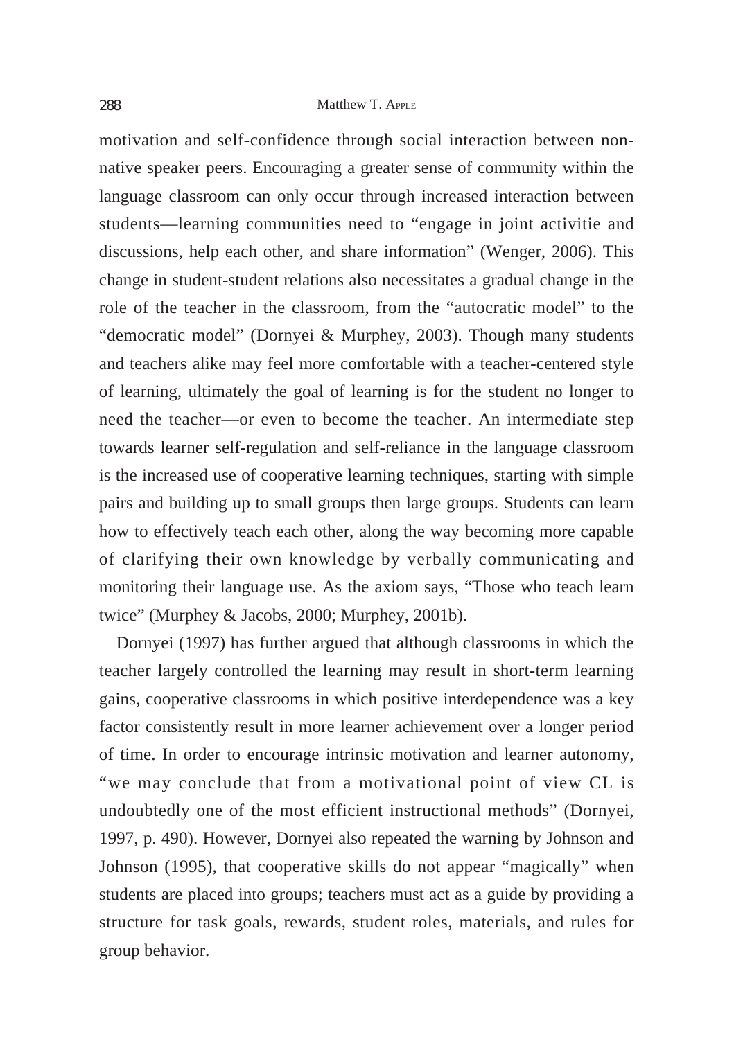motivation and self-confidence through social interaction between non-native speaker peers. Encouraging a greater sense of community within the language classroom can only occur through increased interaction between students—learning communities need to "engage in joint activitie and discussions, help each other, and share information" (Wenger, 2006). This change in student-student relations also necessitates a gradual change in the role of the teacher in the classroom, from the "autocratic model" to the "democratic model" (Dornyei & Murphey, 2003). Though many students and teachers alike may feel more comfortable with a teacher-centered style of learning, ultimately the goal of learning is for the student no longer to need the teacher—or even to become the teacher. An intermediate step towards learner self-regulation and self-reliance in the language classroom is the increased use of cooperative learning techniques, starting with simple pairs and building up to small groups then large groups. Students can learn how to effectively teach each other, along the way becoming more capable of clarifying their own knowledge by verbally communicating and monitoring their language use. As the axiom says, "Those who teach learn twice" (Murphey & Jacobs, 2000; Murphey, 2001b).

Dornyei (1997) has further argued that although classrooms in which the teacher largely controlled the learning may result in short-term learning gains, cooperative classrooms in which positive interdependence was a key factor consistently result in more learner achievement over a longer period of time. In order to encourage intrinsic motivation and learner autonomy, "we may conclude that from a motivational point of view CL is undoubtedly one of the most efficient instructional methods" (Dornyei, 1997, p. 490). However, Dornyei also repeated the warning by Johnson and Johnson (1995), that cooperative skills do not appear "magically" when students are placed into groups; teachers must act as a guide by providing a structure for task goals, rewards, student roles, materials, and rules for group behavior.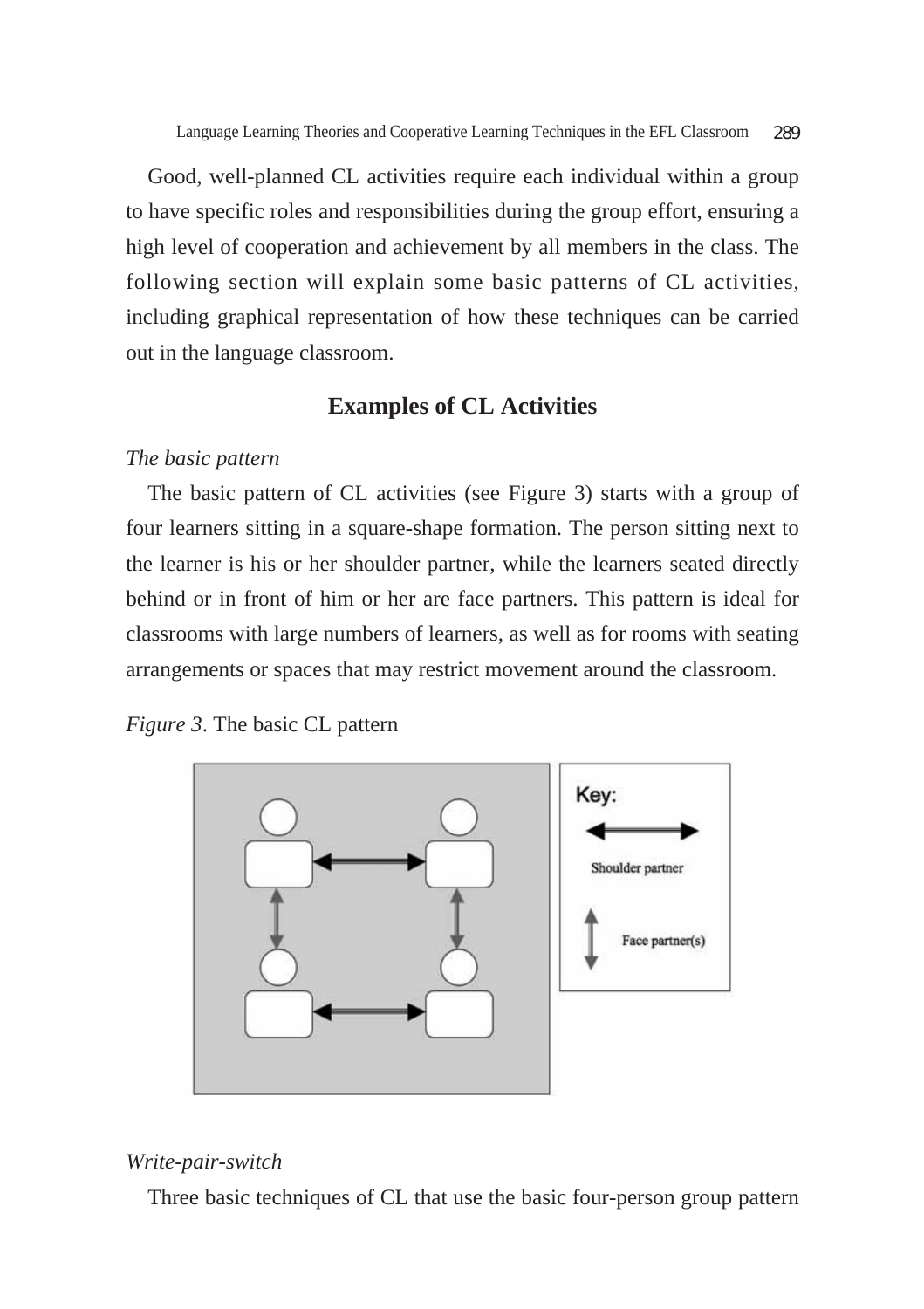Good, well-planned CL activities require each individual within a group to have specific roles and responsibilities during the group effort, ensuring a high level of cooperation and achievement by all members in the class. The following section will explain some basic patterns of CL activities, including graphical representation of how these techniques can be carried out in the language classroom.

## Examples of CL Activities

*The basic pattern*

The basic pattern of CL activities (see Figure 3) starts with a group of four learners sitting in a square-shape formation. The person sitting next to the learner is his or her shoulder partner, while the learners seated directly behind or in front of him or her are face partners. This pattern is ideal for classrooms with large numbers of learners, as well as for rooms with seating arrangements or spaces that may restrict movement around the classroom.

*Figure 3*. The basic CL pattern

*Write-pair-switch*

Three basic techniques of CL that use the basic four-person group pattern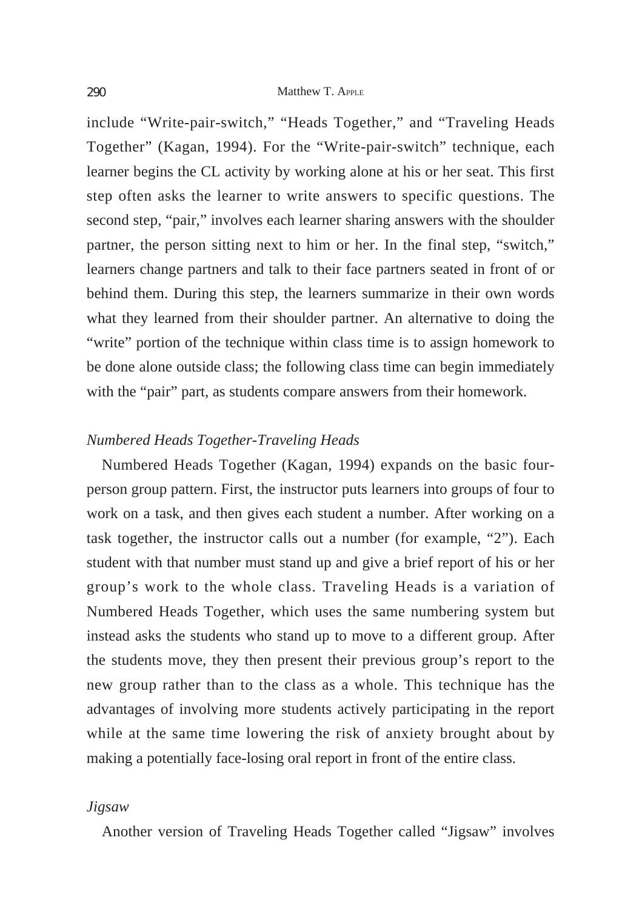include “Write-pair-switch,” “Heads Together,” and “Traveling Heads Together” (Kagan, 1994). For the “Write-pair-switch” technique, each learner begins the CL activity by working alone at his or her seat. This first step often asks the learner to write answers to specific questions. The second step, “pair,” involves each learner sharing answers with the shoulder partner, the person sitting next to him or her. In the final step, “switch,” learners change partners and talk to their face partners seated in front of or behind them. During this step, the learners summarize in their own words what they learned from their shoulder partner. An alternative to doing the “write” portion of the technique within class time is to assign homework to be done alone outside class; the following class time can begin immediately with the “pair” part, as students compare answers from their homework.

### *Numbered Heads Together-Traveling Heads*

Numbered Heads Together (Kagan, 1994) expands on the basic four-person group pattern. First, the instructor puts learners into groups of four to work on a task, and then gives each student a number. After working on a task together, the instructor calls out a number (for example, “2”). Each student with that number must stand up and give a brief report of his or her group’s work to the whole class. Traveling Heads is a variation of Numbered Heads Together, which uses the same numbering system but instead asks the students who stand up to move to a different group. After the students move, they then present their previous group’s report to the new group rather than to the class as a whole. This technique has the advantages of involving more students actively participating in the report while at the same time lowering the risk of anxiety brought about by making a potentially face-losing oral report in front of the entire class.

### *Jigsaw*

Another version of Traveling Heads Together called “Jigsaw” involves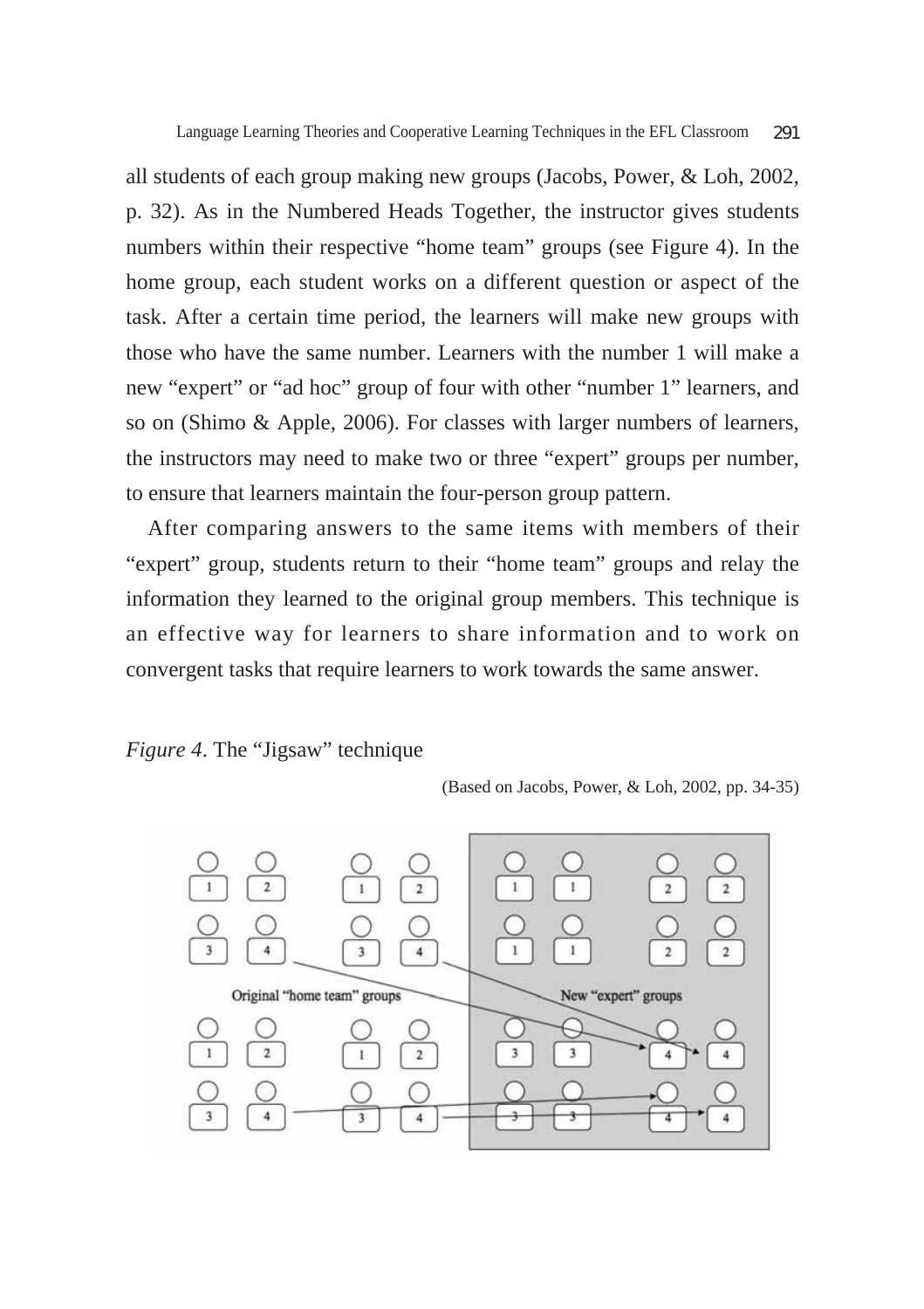all students of each group making new groups (Jacobs, Power, & Loh, 2002, p. 32). As in the Numbered Heads Together, the instructor gives students numbers within their respective "home team" groups (see Figure 4). In the home group, each student works on a different question or aspect of the task. After a certain time period, the learners will make new groups with those who have the same number. Learners with the number 1 will make a new "expert" or "ad hoc" group of four with other "number 1" learners, and so on (Shimo & Apple, 2006). For classes with larger numbers of learners, the instructors may need to make two or three "expert" groups per number, to ensure that learners maintain the four-person group pattern.

After comparing answers to the same items with members of their "expert" group, students return to their "home team" groups and relay the information they learned to the original group members. This technique is an effective way for learners to share information and to work on convergent tasks that require learners to work towards the same answer.

*Figure 4*. The "Jigsaw" technique

(Based on Jacobs, Power, & Loh, 2002, pp. 34-35)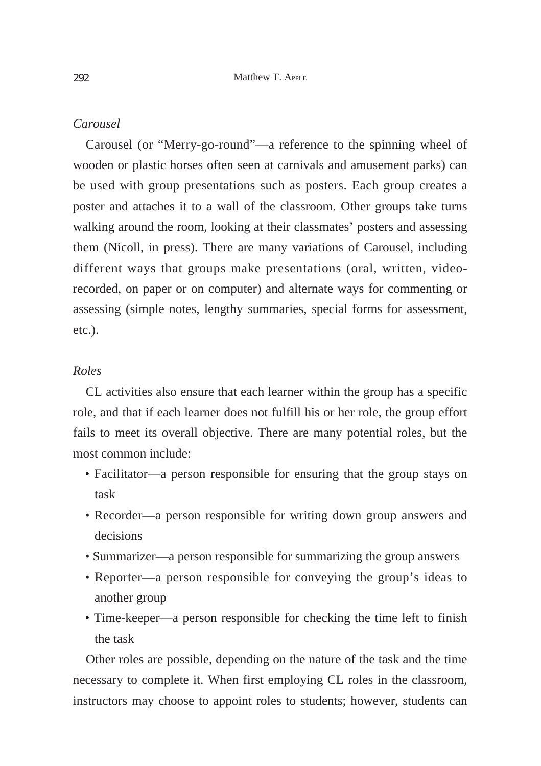*Carousel*

Carousel (or "Merry-go-round"—a reference to the spinning wheel of wooden or plastic horses often seen at carnivals and amusement parks) can be used with group presentations such as posters. Each group creates a poster and attaches it to a wall of the classroom. Other groups take turns walking around the room, looking at their classmates' posters and assessing them (Nicoll, in press). There are many variations of Carousel, including different ways that groups make presentations (oral, written, video-recorded, on paper or on computer) and alternate ways for commenting or assessing (simple notes, lengthy summaries, special forms for assessment, etc.).

*Roles*

CL activities also ensure that each learner within the group has a specific role, and that if each learner does not fulfill his or her role, the group effort fails to meet its overall objective. There are many potential roles, but the most common include:

- Facilitator—a person responsible for ensuring that the group stays on task
- Recorder—a person responsible for writing down group answers and decisions
- Summarizer—a person responsible for summarizing the group answers
- Reporter—a person responsible for conveying the group's ideas to another group
- Time-keeper—a person responsible for checking the time left to finish the task

Other roles are possible, depending on the nature of the task and the time necessary to complete it. When first employing CL roles in the classroom, instructors may choose to appoint roles to students; however, students can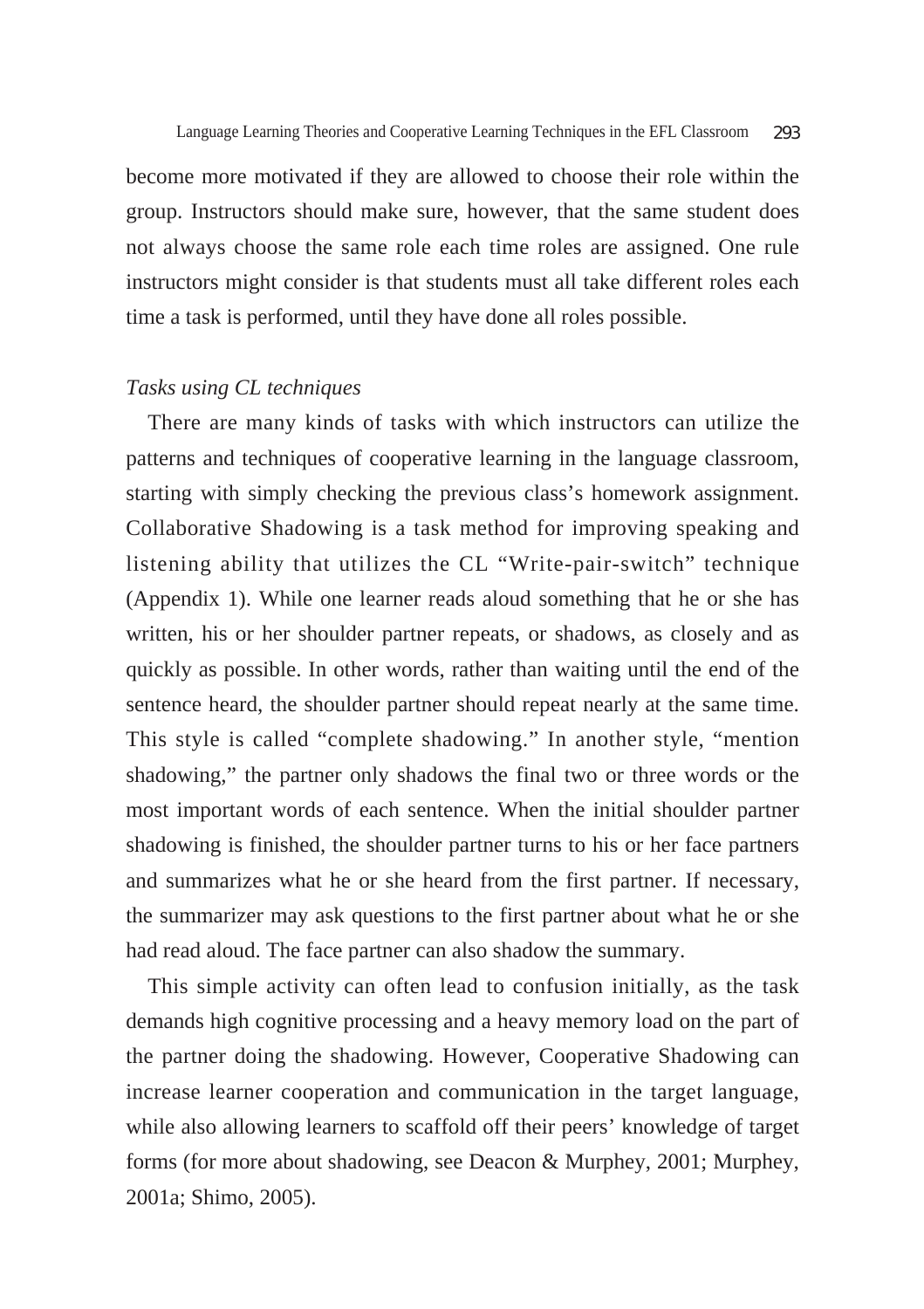become more motivated if they are allowed to choose their role within the group. Instructors should make sure, however, that the same student does not always choose the same role each time roles are assigned. One rule instructors might consider is that students must all take different roles each time a task is performed, until they have done all roles possible.

*Tasks using CL techniques*

There are many kinds of tasks with which instructors can utilize the patterns and techniques of cooperative learning in the language classroom, starting with simply checking the previous class's homework assignment. Collaborative Shadowing is a task method for improving speaking and listening ability that utilizes the CL "Write-pair-switch" technique (Appendix 1). While one learner reads aloud something that he or she has written, his or her shoulder partner repeats, or shadows, as closely and as quickly as possible. In other words, rather than waiting until the end of the sentence heard, the shoulder partner should repeat nearly at the same time. This style is called "complete shadowing." In another style, "mention shadowing," the partner only shadows the final two or three words or the most important words of each sentence. When the initial shoulder partner shadowing is finished, the shoulder partner turns to his or her face partners and summarizes what he or she heard from the first partner. If necessary, the summarizer may ask questions to the first partner about what he or she had read aloud. The face partner can also shadow the summary.

This simple activity can often lead to confusion initially, as the task demands high cognitive processing and a heavy memory load on the part of the partner doing the shadowing. However, Cooperative Shadowing can increase learner cooperation and communication in the target language, while also allowing learners to scaffold off their peers' knowledge of target forms (for more about shadowing, see Deacon & Murphey, 2001; Murphey, 2001a; Shimo, 2005).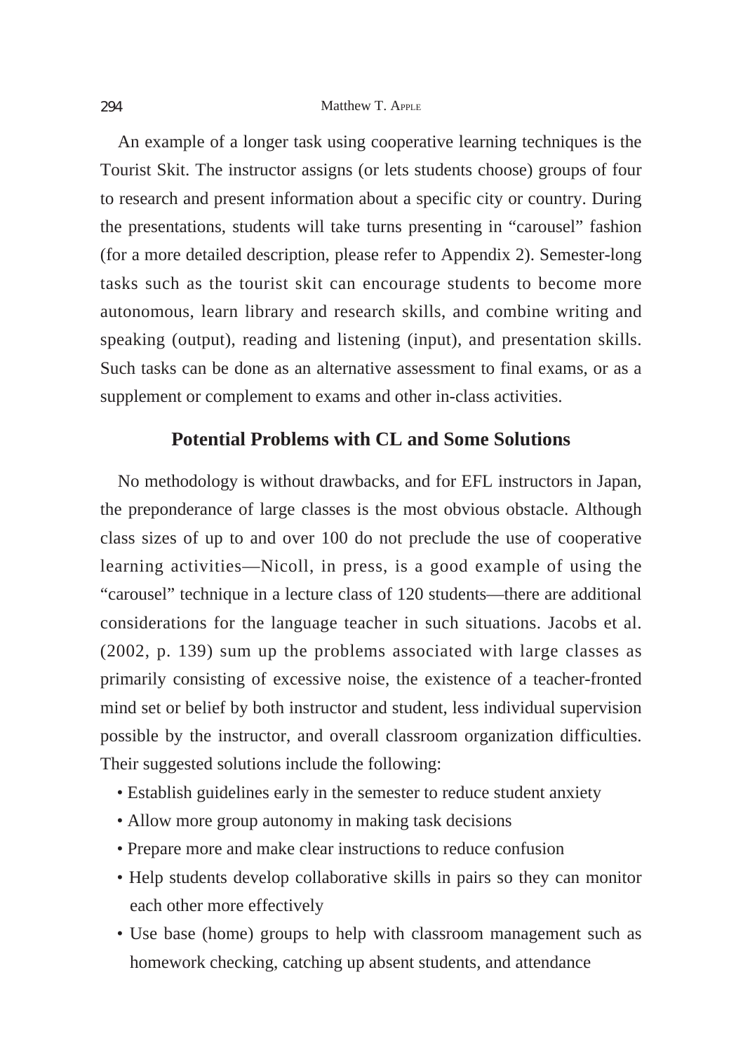An example of a longer task using cooperative learning techniques is the Tourist Skit. The instructor assigns (or lets students choose) groups of four to research and present information about a specific city or country. During the presentations, students will take turns presenting in "carousel" fashion (for a more detailed description, please refer to Appendix 2). Semester-long tasks such as the tourist skit can encourage students to become more autonomous, learn library and research skills, and combine writing and speaking (output), reading and listening (input), and presentation skills. Such tasks can be done as an alternative assessment to final exams, or as a supplement or complement to exams and other in-class activities.

## Potential Problems with CL and Some Solutions

No methodology is without drawbacks, and for EFL instructors in Japan, the preponderance of large classes is the most obvious obstacle. Although class sizes of up to and over 100 do not preclude the use of cooperative learning activities—Nicoll, in press, is a good example of using the "carousel" technique in a lecture class of 120 students—there are additional considerations for the language teacher in such situations. Jacobs et al. (2002, p. 139) sum up the problems associated with large classes as primarily consisting of excessive noise, the existence of a teacher-fronted mind set or belief by both instructor and student, less individual supervision possible by the instructor, and overall classroom organization difficulties. Their suggested solutions include the following:

- Establish guidelines early in the semester to reduce student anxiety
- Allow more group autonomy in making task decisions
- Prepare more and make clear instructions to reduce confusion
- Help students develop collaborative skills in pairs so they can monitor each other more effectively
- Use base (home) groups to help with classroom management such as homework checking, catching up absent students, and attendance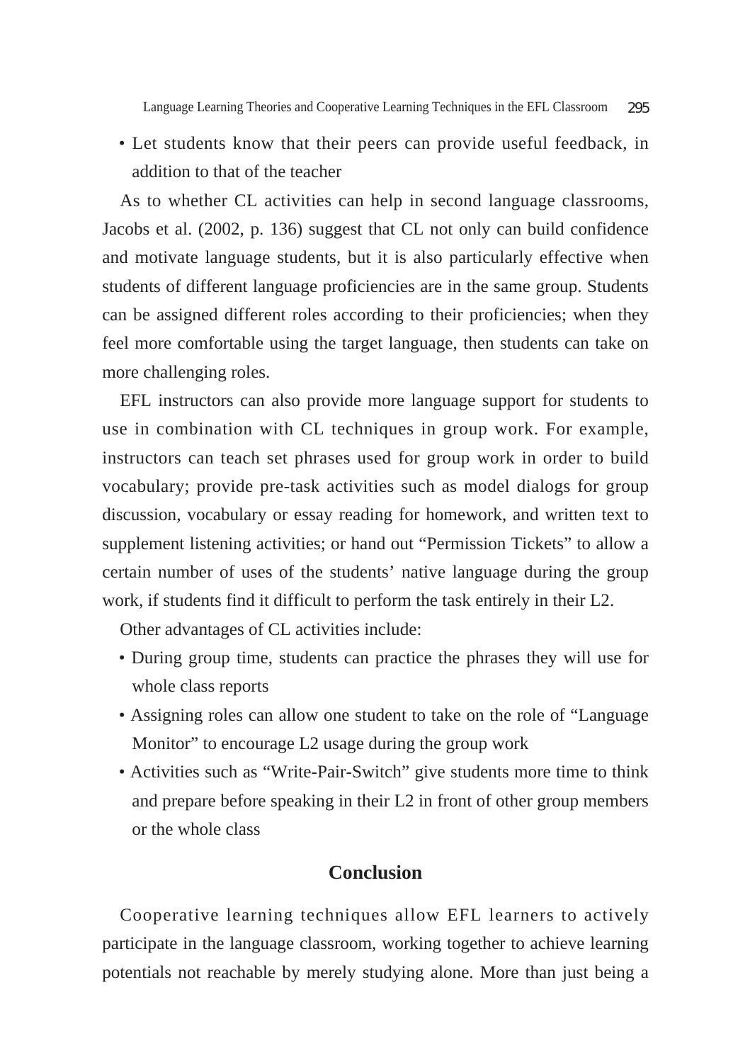- Let students know that their peers can provide useful feedback, in addition to that of the teacher

As to whether CL activities can help in second language classrooms, Jacobs et al. (2002, p. 136) suggest that CL not only can build confidence and motivate language students, but it is also particularly effective when students of different language proficiencies are in the same group. Students can be assigned different roles according to their proficiencies; when they feel more comfortable using the target language, then students can take on more challenging roles.

EFL instructors can also provide more language support for students to use in combination with CL techniques in group work. For example, instructors can teach set phrases used for group work in order to build vocabulary; provide pre-task activities such as model dialogs for group discussion, vocabulary or essay reading for homework, and written text to supplement listening activities; or hand out "Permission Tickets" to allow a certain number of uses of the students' native language during the group work, if students find it difficult to perform the task entirely in their L2.

Other advantages of CL activities include:

- During group time, students can practice the phrases they will use for whole class reports
- Assigning roles can allow one student to take on the role of "Language Monitor" to encourage L2 usage during the group work
- Activities such as "Write-Pair-Switch" give students more time to think and prepare before speaking in their L2 in front of other group members or the whole class

## Conclusion

Cooperative learning techniques allow EFL learners to actively participate in the language classroom, working together to achieve learning potentials not reachable by merely studying alone. More than just being a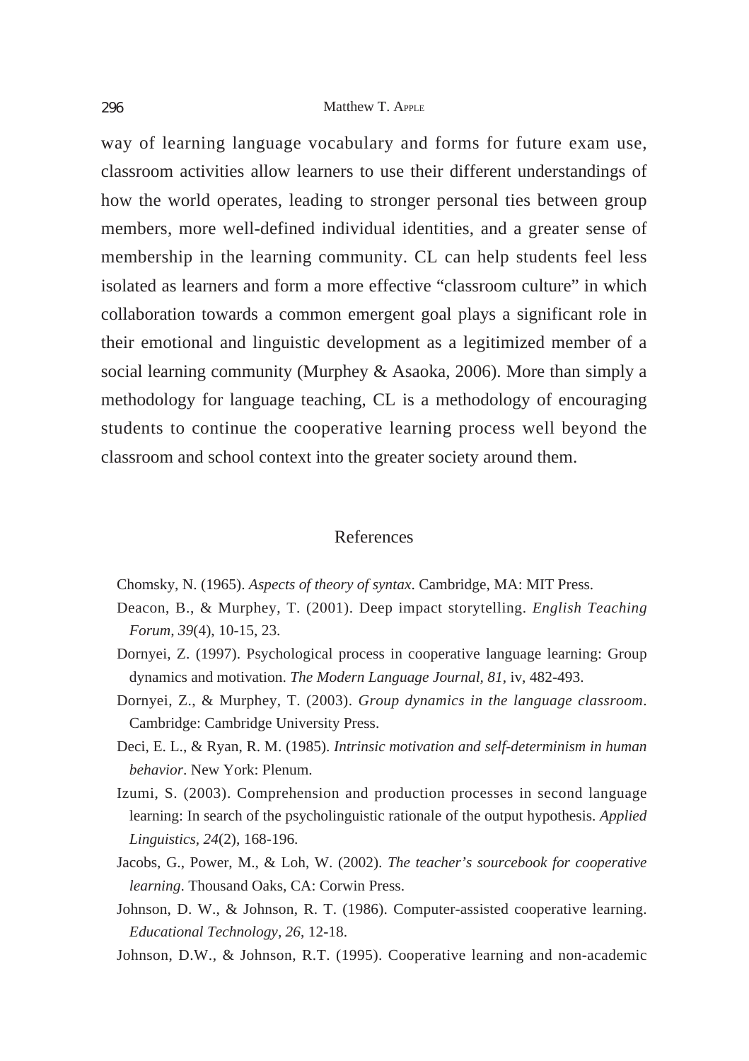way of learning language vocabulary and forms for future exam use, classroom activities allow learners to use their different understandings of how the world operates, leading to stronger personal ties between group members, more well-defined individual identities, and a greater sense of membership in the learning community. CL can help students feel less isolated as learners and form a more effective "classroom culture" in which collaboration towards a common emergent goal plays a significant role in their emotional and linguistic development as a legitimized member of a social learning community (Murphey & Asaoka, 2006). More than simply a methodology for language teaching, CL is a methodology of encouraging students to continue the cooperative learning process well beyond the classroom and school context into the greater society around them.

## References

Chomsky, N. (1965). *Aspects of theory of syntax*. Cambridge, MA: MIT Press.

Deacon, B., & Murphey, T. (2001). Deep impact storytelling. *English Teaching Forum, 39*(4), 10-15, 23.

Dornyei, Z. (1997). Psychological process in cooperative language learning: Group dynamics and motivation. *The Modern Language Journal, 81*, iv, 482-493.

Dornyei, Z., & Murphey, T. (2003). *Group dynamics in the language classroom*. Cambridge: Cambridge University Press.

Deci, E. L., & Ryan, R. M. (1985). *Intrinsic motivation and self-determinism in human behavior*. New York: Plenum.

Izumi, S. (2003). Comprehension and production processes in second language learning: In search of the psycholinguistic rationale of the output hypothesis. *Applied Linguistics, 24*(2), 168-196.

Jacobs, G., Power, M., & Loh, W. (2002). *The teacher's sourcebook for cooperative learning*. Thousand Oaks, CA: Corwin Press.

Johnson, D. W., & Johnson, R. T. (1986). Computer-assisted cooperative learning. *Educational Technology, 26*, 12-18.

Johnson, D.W., & Johnson, R.T. (1995). Cooperative learning and non-academic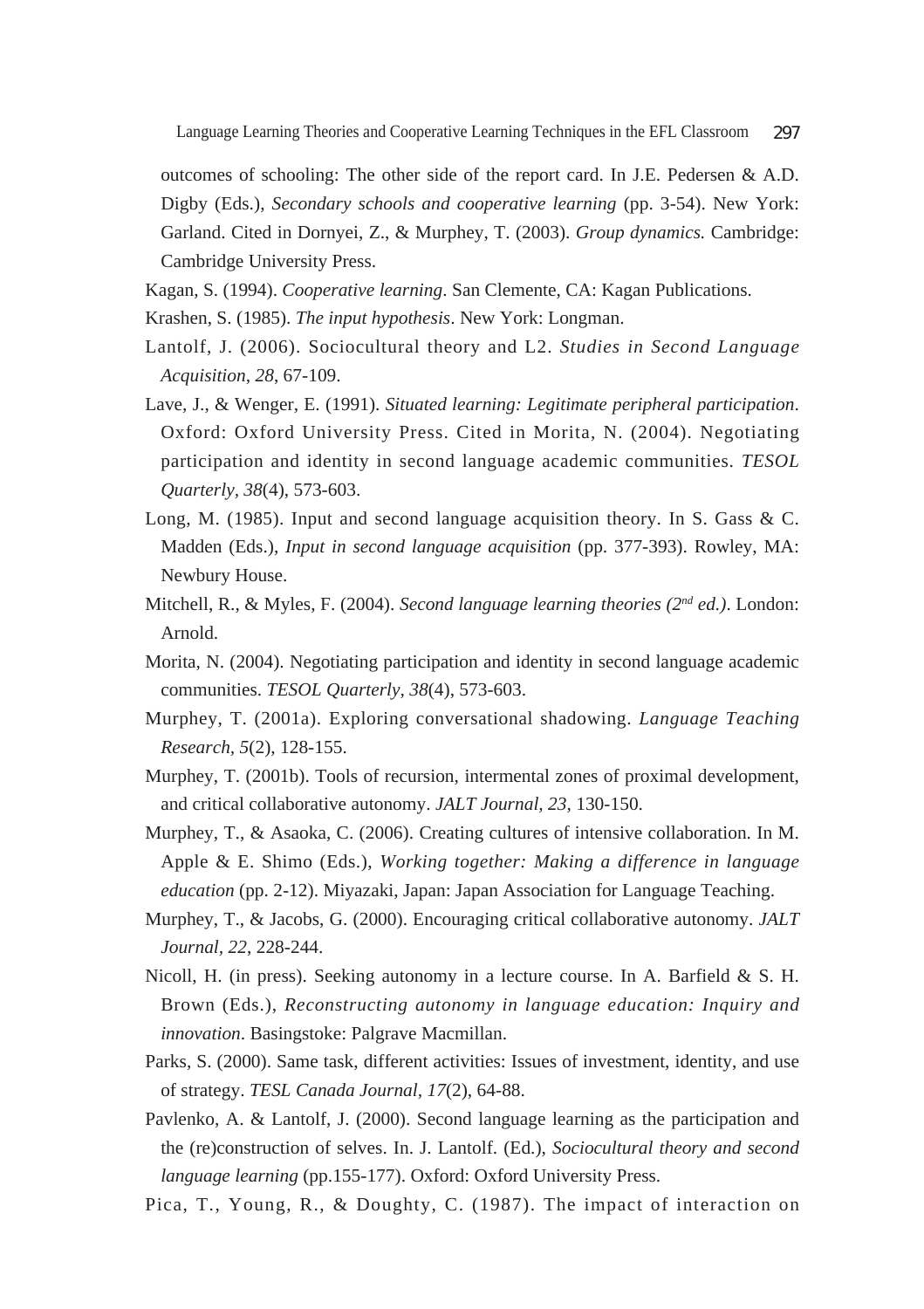outcomes of schooling: The other side of the report card. In J.E. Pedersen & A.D. Digby (Eds.), *Secondary schools and cooperative learning* (pp. 3-54). New York: Garland. Cited in Dornyei, Z., & Murphey, T. (2003). *Group dynamics.* Cambridge: Cambridge University Press.

Kagan, S. (1994). *Cooperative learning*. San Clemente, CA: Kagan Publications.

Krashen, S. (1985). *The input hypothesis*. New York: Longman.

Lantolf, J. (2006). Sociocultural theory and L2. *Studies in Second Language Acquisition*, *28*, 67-109.

Lave, J., & Wenger, E. (1991). *Situated learning: Legitimate peripheral participation*. Oxford: Oxford University Press. Cited in Morita, N. (2004). Negotiating participation and identity in second language academic communities. *TESOL Quarterly*, *38*(4), 573-603.

Long, M. (1985). Input and second language acquisition theory. In S. Gass & C. Madden (Eds.), *Input in second language acquisition* (pp. 377-393). Rowley, MA: Newbury House.

Mitchell, R., & Myles, F. (2004). *Second language learning theories (2nd ed.)*. London: Arnold.

Morita, N. (2004). Negotiating participation and identity in second language academic communities. *TESOL Quarterly*, *38*(4), 573-603.

Murphey, T. (2001a). Exploring conversational shadowing. *Language Teaching Research*, *5*(2), 128-155.

Murphey, T. (2001b). Tools of recursion, intermental zones of proximal development, and critical collaborative autonomy. *JALT Journal*, *23*, 130-150.

Murphey, T., & Asaoka, C. (2006). Creating cultures of intensive collaboration. In M. Apple & E. Shimo (Eds.), *Working together: Making a difference in language education* (pp. 2-12). Miyazaki, Japan: Japan Association for Language Teaching.

Murphey, T., & Jacobs, G. (2000). Encouraging critical collaborative autonomy. *JALT Journal*, *22*, 228-244.

Nicoll, H. (in press). Seeking autonomy in a lecture course. In A. Barfield & S. H. Brown (Eds.), *Reconstructing autonomy in language education: Inquiry and innovation*. Basingstoke: Palgrave Macmillan.

Parks, S. (2000). Same task, different activities: Issues of investment, identity, and use of strategy. *TESL Canada Journal*, *17*(2), 64-88.

Pavlenko, A. & Lantolf, J. (2000). Second language learning as the participation and the (re)construction of selves. In. J. Lantolf. (Ed.), *Sociocultural theory and second language learning* (pp.155-177). Oxford: Oxford University Press.

Pica, T., Young, R., & Doughty, C. (1987). The impact of interaction on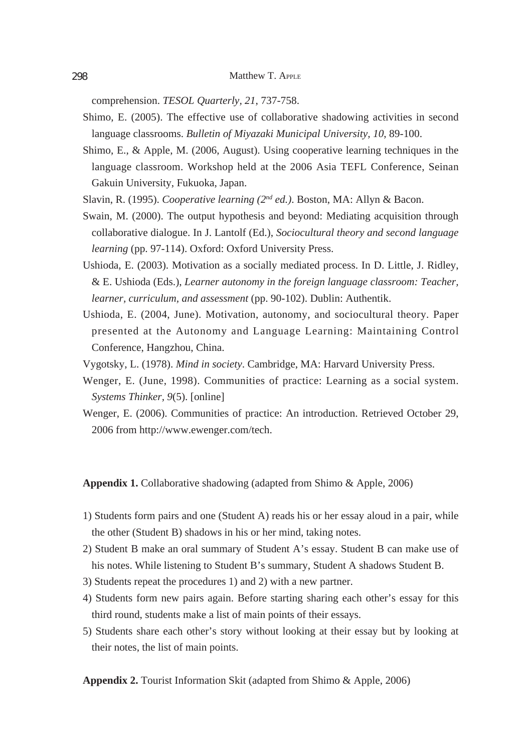comprehension. *TESOL Quarterly, 21*, 737-758.

Shimo, E. (2005). The effective use of collaborative shadowing activities in second language classrooms. *Bulletin of Miyazaki Municipal University, 10*, 89-100.

Shimo, E., & Apple, M. (2006, August). Using cooperative learning techniques in the language classroom. Workshop held at the 2006 Asia TEFL Conference, Seinan Gakuin University, Fukuoka, Japan.

Slavin, R. (1995). *Cooperative learning (2nd ed.)*. Boston, MA: Allyn & Bacon.

Swain, M. (2000). The output hypothesis and beyond: Mediating acquisition through collaborative dialogue. In J. Lantolf (Ed.), *Sociocultural theory and second language learning* (pp. 97-114). Oxford: Oxford University Press.

Ushioda, E. (2003). Motivation as a socially mediated process. In D. Little, J. Ridley, & E. Ushioda (Eds.), *Learner autonomy in the foreign language classroom: Teacher, learner, curriculum, and assessment* (pp. 90-102). Dublin: Authentik.

Ushioda, E. (2004, June). Motivation, autonomy, and sociocultural theory. Paper presented at the Autonomy and Language Learning: Maintaining Control Conference, Hangzhou, China.

Vygotsky, L. (1978). *Mind in society*. Cambridge, MA: Harvard University Press.

Wenger, E. (June, 1998). Communities of practice: Learning as a social system. *Systems Thinker, 9*(5). [online]

Wenger, E. (2006). Communities of practice: An introduction. Retrieved October 29, 2006 from http://www.ewenger.com/tech.

**Appendix 1.** Collaborative shadowing (adapted from Shimo & Apple, 2006)

1) Students form pairs and one (Student A) reads his or her essay aloud in a pair, while the other (Student B) shadows in his or her mind, taking notes.
2) Student B make an oral summary of Student A's essay. Student B can make use of his notes. While listening to Student B's summary, Student A shadows Student B.
3) Students repeat the procedures 1) and 2) with a new partner.
4) Students form new pairs again. Before starting sharing each other's essay for this third round, students make a list of main points of their essays.
5) Students share each other's story without looking at their essay but by looking at their notes, the list of main points.

**Appendix 2.** Tourist Information Skit (adapted from Shimo & Apple, 2006)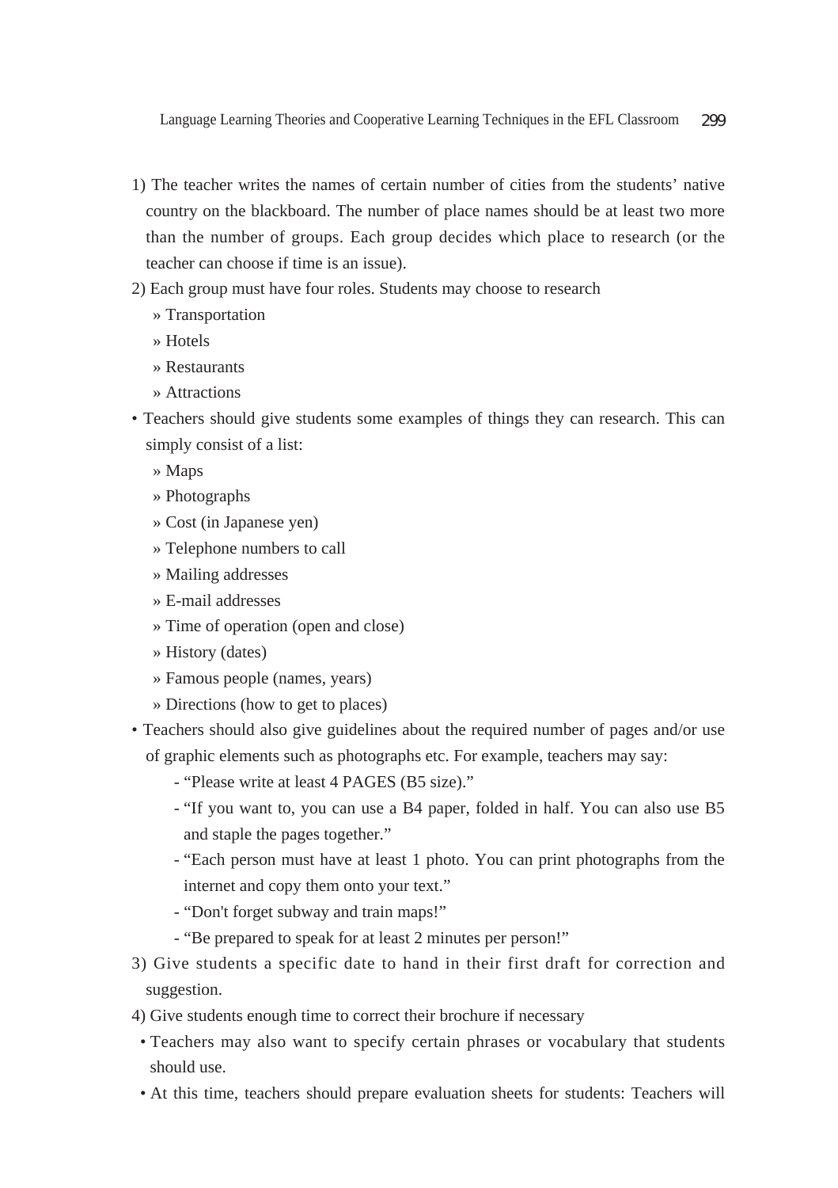1) The teacher writes the names of certain number of cities from the students' native country on the blackboard. The number of place names should be at least two more than the number of groups. Each group decides which place to research (or the teacher can choose if time is an issue).

2) Each group must have four roles. Students may choose to research
   - » Transportation
   - » Hotels
   - » Restaurants
   - » Attractions

- Teachers should give students some examples of things they can research. This can simply consist of a list:
  - » Maps
  - » Photographs
  - » Cost (in Japanese yen)
  - » Telephone numbers to call
  - » Mailing addresses
  - » E-mail addresses
  - » Time of operation (open and close)
  - » History (dates)
  - » Famous people (names, years)
  - » Directions (how to get to places)
- Teachers should also give guidelines about the required number of pages and/or use of graphic elements such as photographs etc. For example, teachers may say:
  - "Please write at least 4 PAGES (B5 size)."
  - "If you want to, you can use a B4 paper, folded in half. You can also use B5 and staple the pages together."
  - "Each person must have at least 1 photo. You can print photographs from the internet and copy them onto your text."
  - "Don't forget subway and train maps!"
  - "Be prepared to speak for at least 2 minutes per person!"

3) Give students a specific date to hand in their first draft for correction and suggestion.

4) Give students enough time to correct their brochure if necessary
   - Teachers may also want to specify certain phrases or vocabulary that students should use.
   - At this time, teachers should prepare evaluation sheets for students: Teachers will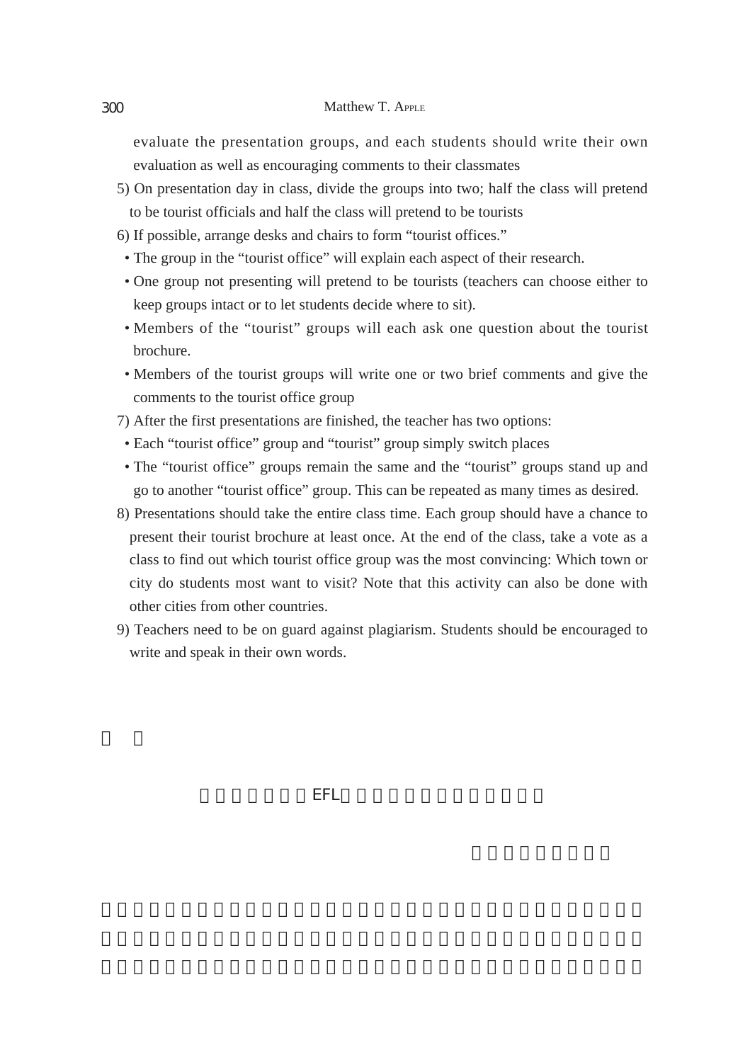evaluate the presentation groups, and each students should write their own evaluation as well as encouraging comments to their classmates

5) On presentation day in class, divide the groups into two; half the class will pretend to be tourist officials and half the class will pretend to be tourists

6) If possible, arrange desks and chairs to form "tourist offices."
   - The group in the "tourist office" will explain each aspect of their research.
   - One group not presenting will pretend to be tourists (teachers can choose either to keep groups intact or to let students decide where to sit).
   - Members of the "tourist" groups will each ask one question about the tourist brochure.
   - Members of the tourist groups will write one or two brief comments and give the comments to the tourist office group

7) After the first presentations are finished, the teacher has two options:
   - Each "tourist office" group and "tourist" group simply switch places
   - The "tourist office" groups remain the same and the "tourist" groups stand up and go to another "tourist office" group. This can be repeated as many times as desired.

8) Presentations should take the entire class time. Each group should have a chance to present their tourist brochure at least once. At the end of the class, take a vote as a class to find out which tourist office group was the most convincing: Which town or city do students most want to visit? Note that this activity can also be done with other cities from other countries.

9) Teachers need to be on guard against plagiarism. Students should be encouraged to write and speak in their own words.